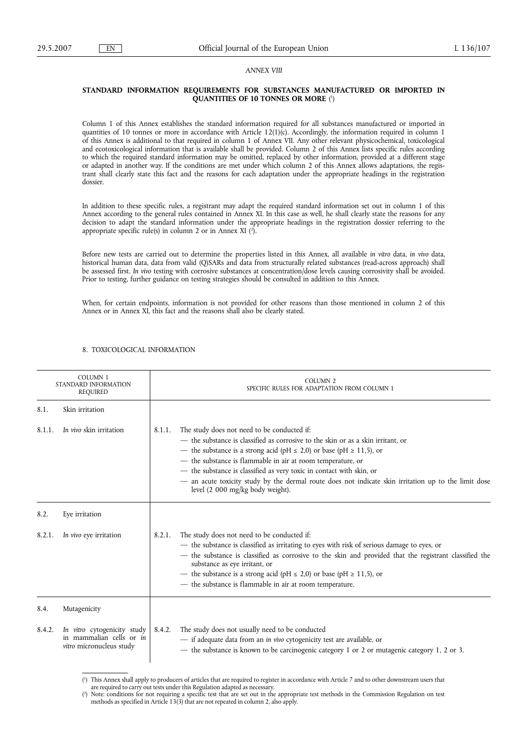*ANNEX VIII*

## STANDARD INFORMATION REQUIREMENTS FOR SUBSTANCES MANUFACTURED OR IMPORTED IN QUANTITIES OF 10 TONNES OR MORE [1]

Column 1 of this Annex establishes the standard information required for all substances manufactured or imported in quantities of 10 tonnes or more in accordance with Article 12(1)(c). Accordingly, the information required in column 1 of this Annex is additional to that required in column 1 of Annex VII. Any other relevant physicochemical, toxicological and ecotoxicological information that is available shall be provided. Column 2 of this Annex lists specific rules according to which the required standard information may be omitted, replaced by other information, provided at a different stage or adapted in another way. If the conditions are met under which column 2 of this Annex allows adaptations, the registrant shall clearly state this fact and the reasons for each adaptation under the appropriate headings in the registration dossier.

In addition to these specific rules, a registrant may adapt the required standard information set out in column 1 of this Annex according to the general rules contained in Annex XI. In this case as well, he shall clearly state the reasons for any decision to adapt the standard information under the appropriate headings in the registration dossier referring to the appropriate specific rule(s) in column 2 or in Annex XI [2].

Before new tests are carried out to determine the properties listed in this Annex, all available *in vitro* data, *in vivo* data, historical human data, data from valid (Q)SARs and data from structurally related substances (read-across approach) shall be assessed first. *In vivo* testing with corrosive substances at concentration/dose levels causing corrosivity shall be avoided. Prior to testing, further guidance on testing strategies should be consulted in addition to this Annex.

When, for certain endpoints, information is not provided for other reasons than those mentioned in column 2 of this Annex or in Annex XI, this fact and the reasons shall also be clearly stated.

### 8. TOXICOLOGICAL INFORMATION

| COLUMN 1 STANDARD INFORMATION REQUIRED | COLUMN 2 SPECIFIC RULES FOR ADAPTATION FROM COLUMN 1 |
|---|---|
| 8.1. Skin irritation | |
| 8.1.1. *In vivo* skin irritation | 8.1.1. The study does not need to be conducted if:<br>— the substance is classified as corrosive to the skin or as a skin irritant, or<br>— the substance is a strong acid (pH ≤ 2,0) or base (pH ≥ 11,5), or<br>— the substance is flammable in air at room temperature, or<br>— the substance is classified as very toxic in contact with skin, or<br>— an acute toxicity study by the dermal route does not indicate skin irritation up to the limit dose level (2 000 mg/kg body weight). |
| 8.2. Eye irritation | |
| 8.2.1. *In vivo* eye irritation | 8.2.1. The study does not need to be conducted if:<br>— the substance is classified as irritating to eyes with risk of serious damage to eyes, or<br>— the substance is classified as corrosive to the skin and provided that the registrant classified the substance as eye irritant, or<br>— the substance is a strong acid (pH ≤ 2,0) or base (pH ≥ 11,5), or<br>— the substance is flammable in air at room temperature. |
| 8.4. Mutagenicity | |
| 8.4.2. *In vitro* cytogenicity study in mammalian cells or *in vitro* micronucleus study | 8.4.2. The study does not usually need to be conducted<br>— if adequate data from an *in vivo* cytogenicity test are available, or<br>— the substance is known to be carcinogenic category 1 or 2 or mutagenic category 1, 2 or 3. |

[1] This Annex shall apply to producers of articles that are required to register in accordance with Article 7 and to other downstream users that are required to carry out tests under this Regulation adapted as necessary.

[2] Note: conditions for not requiring a specific test that are set out in the appropriate test methods in the Commission Regulation on test methods as specified in Article 13(3) that are not repeated in column 2, also apply.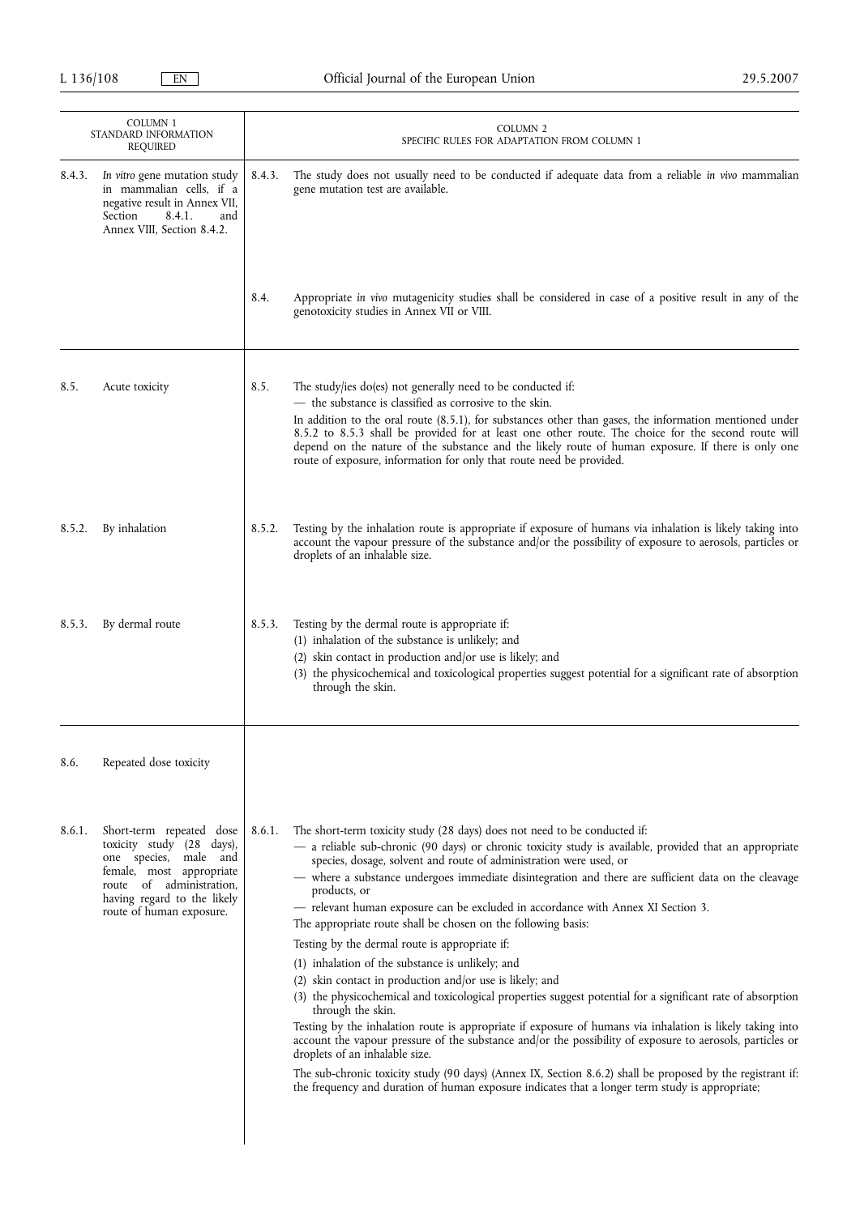| COLUMN 1 STANDARD INFORMATION REQUIRED | COLUMN 2 SPECIFIC RULES FOR ADAPTATION FROM COLUMN 1 |
|---|---|
| 8.4.3. *In vitro* gene mutation study in mammalian cells, if a negative result in Annex VII, Section 8.4.1. and Annex VIII, Section 8.4.2. | 8.4.3. The study does not usually need to be conducted if adequate data from a reliable *in vivo* mammalian gene mutation test are available.<br><br>8.4. Appropriate *in vivo* mutagenicity studies shall be considered in case of a positive result in any of the genotoxicity studies in Annex VII or VIII. |
| 8.5. Acute toxicity | 8.5. The study/ies do(es) not generally need to be conducted if:<br>— the substance is classified as corrosive to the skin.<br>In addition to the oral route (8.5.1), for substances other than gases, the information mentioned under 8.5.2 to 8.5.3 shall be provided for at least one other route. The choice for the second route will depend on the nature of the substance and the likely route of human exposure. If there is only one route of exposure, information for only that route need be provided. |
| 8.5.2. By inhalation | 8.5.2. Testing by the inhalation route is appropriate if exposure of humans via inhalation is likely taking into account the vapour pressure of the substance and/or the possibility of exposure to aerosols, particles or droplets of an inhalable size. |
| 8.5.3. By dermal route | 8.5.3. Testing by the dermal route is appropriate if:<br>(1) inhalation of the substance is unlikely; and<br>(2) skin contact in production and/or use is likely; and<br>(3) the physicochemical and toxicological properties suggest potential for a significant rate of absorption through the skin. |
| 8.6. Repeated dose toxicity | |
| 8.6.1. Short-term repeated dose toxicity study (28 days), one species, male and female, most appropriate route of administration, having regard to the likely route of human exposure. | 8.6.1. The short-term toxicity study (28 days) does not need to be conducted if:<br>— a reliable sub-chronic (90 days) or chronic toxicity study is available, provided that an appropriate species, dosage, solvent and route of administration were used, or<br>— where a substance undergoes immediate disintegration and there are sufficient data on the cleavage products, or<br>— relevant human exposure can be excluded in accordance with Annex XI Section 3.<br>The appropriate route shall be chosen on the following basis:<br>Testing by the dermal route is appropriate if:<br>(1) inhalation of the substance is unlikely; and<br>(2) skin contact in production and/or use is likely; and<br>(3) the physicochemical and toxicological properties suggest potential for a significant rate of absorption through the skin.<br>Testing by the inhalation route is appropriate if exposure of humans via inhalation is likely taking into account the vapour pressure of the substance and/or the possibility of exposure to aerosols, particles or droplets of an inhalable size.<br>The sub-chronic toxicity study (90 days) (Annex IX, Section 8.6.2) shall be proposed by the registrant if: the frequency and duration of human exposure indicates that a longer term study is appropriate; |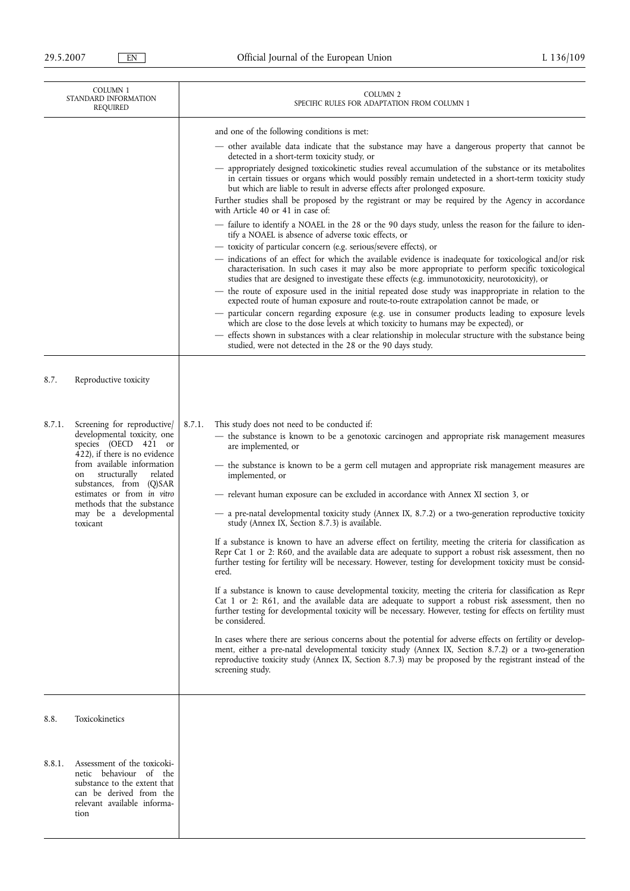| COLUMN 1<br>STANDARD INFORMATION REQUIRED | COLUMN 2<br>SPECIFIC RULES FOR ADAPTATION FROM COLUMN 1 |
|---|---|
| | and one of the following conditions is met:<br>— other available data indicate that the substance may have a dangerous property that cannot be detected in a short-term toxicity study, or<br>— appropriately designed toxicokinetic studies reveal accumulation of the substance or its metabolites in certain tissues or organs which would possibly remain undetected in a short-term toxicity study but which are liable to result in adverse effects after prolonged exposure.<br>Further studies shall be proposed by the registrant or may be required by the Agency in accordance with Article 40 or 41 in case of:<br>— failure to identify a NOAEL in the 28 or the 90 days study, unless the reason for the failure to identify a NOAEL is absence of adverse toxic effects, or<br>— toxicity of particular concern (e.g. serious/severe effects), or<br>— indications of an effect for which the available evidence is inadequate for toxicological and/or risk characterisation. In such cases it may also be more appropriate to perform specific toxicological studies that are designed to investigate these effects (e.g. immunotoxicity, neurotoxicity), or<br>— the route of exposure used in the initial repeated dose study was inappropriate in relation to the expected route of human exposure and route-to-route extrapolation cannot be made, or<br>— particular concern regarding exposure (e.g. use in consumer products leading to exposure levels which are close to the dose levels at which toxicity to humans may be expected), or<br>— effects shown in substances with a clear relationship in molecular structure with the substance being studied, were not detected in the 28 or the 90 days study. |
| 8.7. Reproductive toxicity | |
| 8.7.1. Screening for reproductive/developmental toxicity, one species (OECD 421 or 422), if there is no evidence from available information on structurally related substances, from (Q)SAR estimates or from *in vitro* methods that the substance may be a developmental toxicant | 8.7.1. This study does not need to be conducted if:<br>— the substance is known to be a genotoxic carcinogen and appropriate risk management measures are implemented, or<br>— the substance is known to be a germ cell mutagen and appropriate risk management measures are implemented, or<br>— relevant human exposure can be excluded in accordance with Annex XI section 3, or<br>— a pre-natal developmental toxicity study (Annex IX, 8.7.2) or a two-generation reproductive toxicity study (Annex IX, Section 8.7.3) is available.<br>If a substance is known to have an adverse effect on fertility, meeting the criteria for classification as Repr Cat 1 or 2: R60, and the available data are adequate to support a robust risk assessment, then no further testing for fertility will be necessary. However, testing for development toxicity must be considered.<br>If a substance is known to cause developmental toxicity, meeting the criteria for classification as Repr Cat 1 or 2: R61, and the available data are adequate to support a robust risk assessment, then no further testing for developmental toxicity will be necessary. However, testing for effects on fertility must be considered.<br>In cases where there are serious concerns about the potential for adverse effects on fertility or development, either a pre-natal developmental toxicity study (Annex IX, Section 8.7.2) or a two-generation reproductive toxicity study (Annex IX, Section 8.7.3) may be proposed by the registrant instead of the screening study. |
| 8.8. Toxicokinetics | |
| 8.8.1. Assessment of the toxicokinetic behaviour of the substance to the extent that can be derived from the relevant available information | |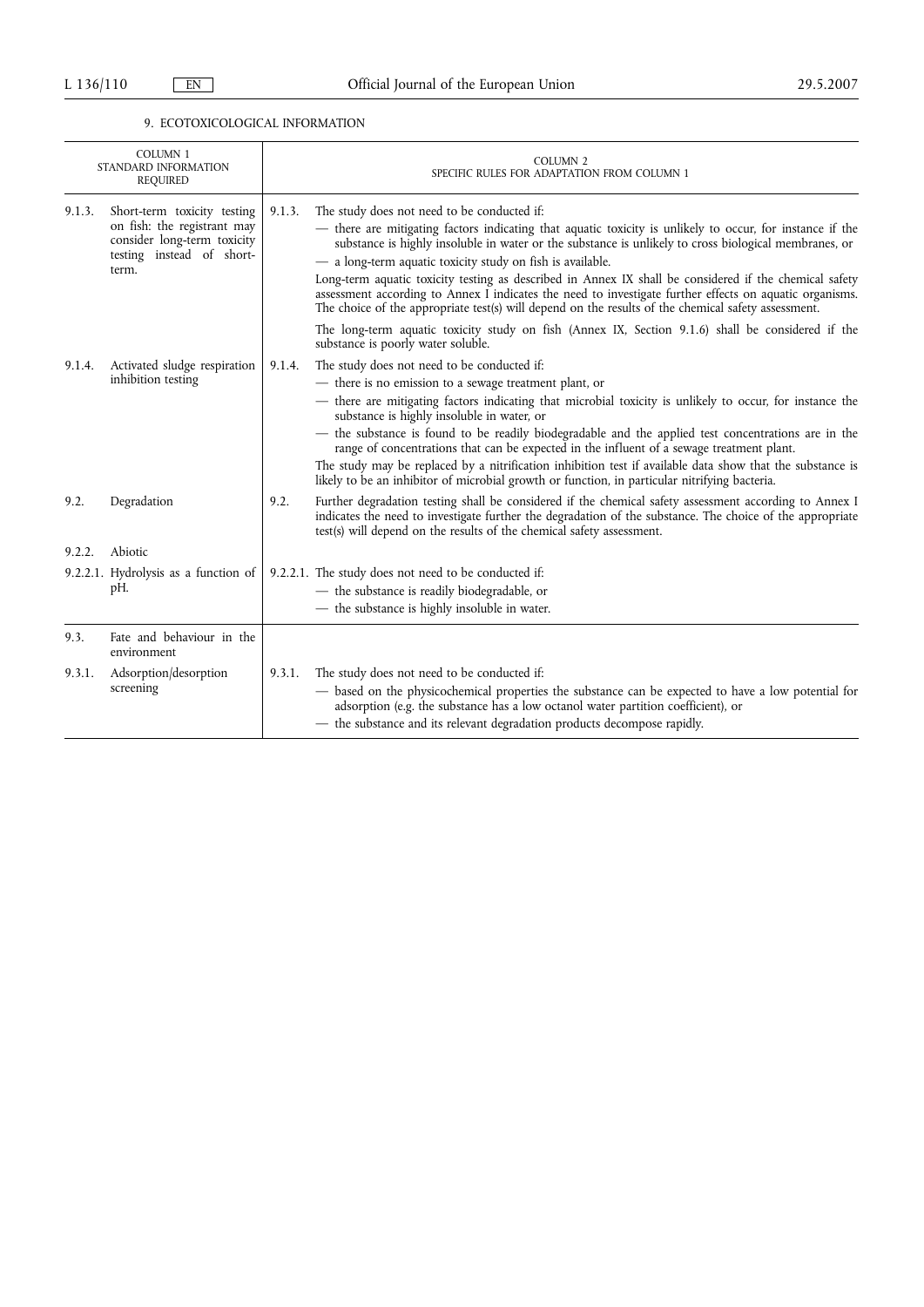## 9. ECOTOXICOLOGICAL INFORMATION

| COLUMN 1 STANDARD INFORMATION REQUIRED | COLUMN 2 SPECIFIC RULES FOR ADAPTATION FROM COLUMN 1 |
|---|---|
| 9.1.3. Short-term toxicity testing on fish: the registrant may consider long-term toxicity testing instead of short-term. | 9.1.3. The study does not need to be conducted if:<br>— there are mitigating factors indicating that aquatic toxicity is unlikely to occur, for instance if the substance is highly insoluble in water or the substance is unlikely to cross biological membranes, or<br>— a long-term aquatic toxicity study on fish is available.<br>Long-term aquatic toxicity testing as described in Annex IX shall be considered if the chemical safety assessment according to Annex I indicates the need to investigate further effects on aquatic organisms. The choice of the appropriate test(s) will depend on the results of the chemical safety assessment.<br>The long-term aquatic toxicity study on fish (Annex IX, Section 9.1.6) shall be considered if the substance is poorly water soluble. |
| 9.1.4. Activated sludge respiration inhibition testing | 9.1.4. The study does not need to be conducted if:<br>— there is no emission to a sewage treatment plant, or<br>— there are mitigating factors indicating that microbial toxicity is unlikely to occur, for instance the substance is highly insoluble in water, or<br>— the substance is found to be readily biodegradable and the applied test concentrations are in the range of concentrations that can be expected in the influent of a sewage treatment plant.<br>The study may be replaced by a nitrification inhibition test if available data show that the substance is likely to be an inhibitor of microbial growth or function, in particular nitrifying bacteria. |
| 9.2. Degradation | 9.2. Further degradation testing shall be considered if the chemical safety assessment according to Annex I indicates the need to investigate further the degradation of the substance. The choice of the appropriate test(s) will depend on the results of the chemical safety assessment. |
| 9.2.2. Abiotic | |
| 9.2.2.1. Hydrolysis as a function of pH. | 9.2.2.1. The study does not need to be conducted if:<br>— the substance is readily biodegradable, or<br>— the substance is highly insoluble in water. |
| 9.3. Fate and behaviour in the environment | |
| 9.3.1. Adsorption/desorption screening | 9.3.1. The study does not need to be conducted if:<br>— based on the physicochemical properties the substance can be expected to have a low potential for adsorption (e.g. the substance has a low octanol water partition coefficient), or<br>— the substance and its relevant degradation products decompose rapidly. |